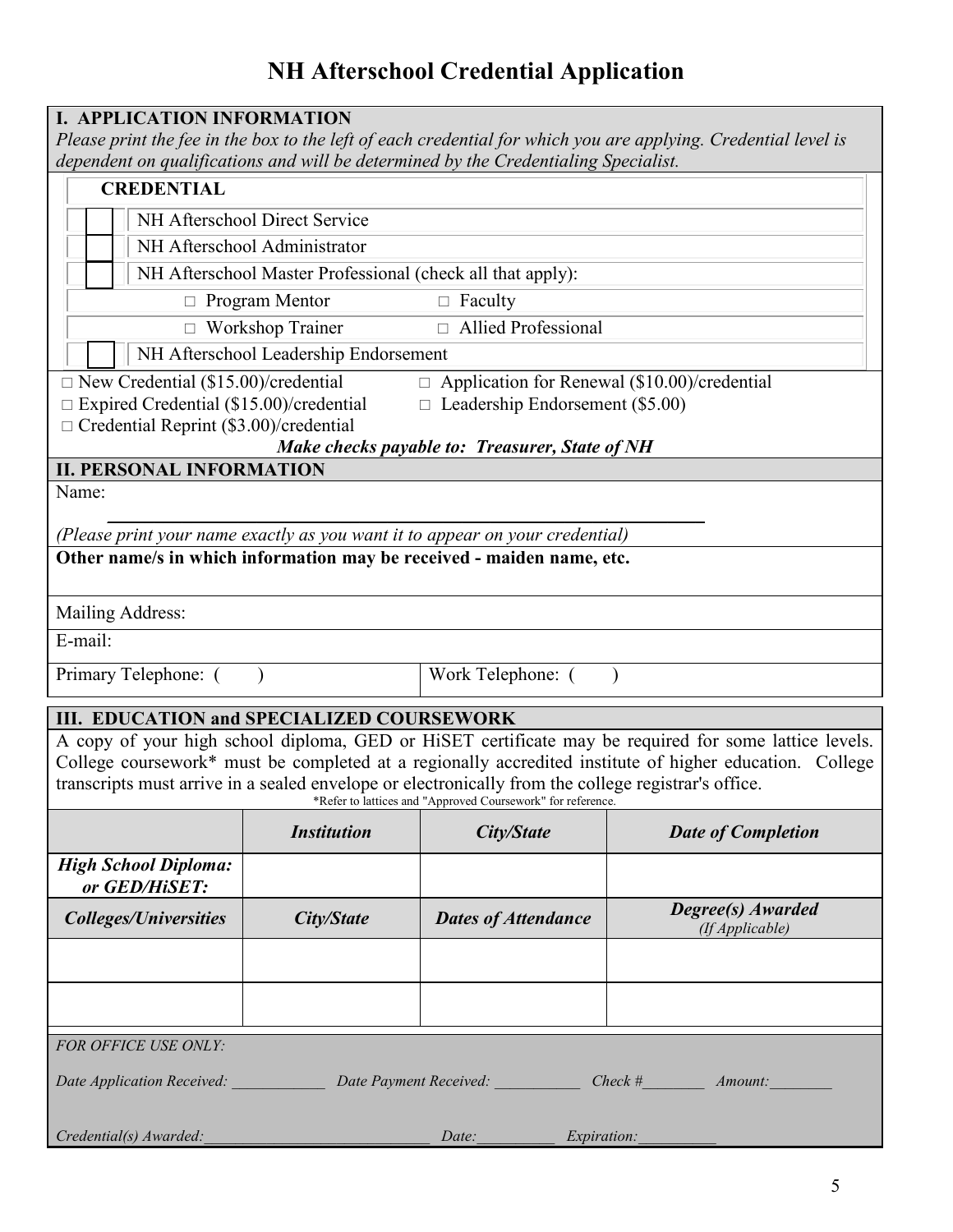# NH Afterschool Credential Application

## I. APPLICATION INFORMATION

*Please print the fee in the box to the left of each credential for which you are applying. Credential level is dependent on qualifications and will be determined by the Credentialing Specialist.*

| Fee | CREDENTIAL |
|---|---|
| | NH Afterschool Direct Service |
| | NH Afterschool Administrator |
| | NH Afterschool Master Professional (check all that apply): |
| | □ Program Mentor □ Faculty |
| | □ Workshop Trainer □ Allied Professional |
| | NH Afterschool Leadership Endorsement |

□ New Credential ($15.00)/credential
□ Application for Renewal ($10.00)/credential
□ Expired Credential ($15.00)/credential
□ Leadership Endorsement ($5.00)
□ Credential Reprint ($3.00)/credential

***Make checks payable to: Treasurer, State of NH***

## II. PERSONAL INFORMATION

Name: ______________________________________________

*(Please print your name exactly as you want it to appear on your credential)*

**Other name/s in which information may be received - maiden name, etc.**

Mailing Address:

E-mail:

Primary Telephone: (     )          Work Telephone: (     )

## III. EDUCATION and SPECIALIZED COURSEWORK

A copy of your high school diploma, GED or HiSET certificate may be required for some lattice levels. College coursework* must be completed at a regionally accredited institute of higher education. College transcripts must arrive in a sealed envelope or electronically from the college registrar's office.

*Refer to lattices and "Approved Coursework" for reference.

| | ***Institution*** | ***City/State*** | ***Date of Completion*** |
|---|---|---|---|
| ***High School Diploma: or GED/HiSET:*** | | | |
| ***Colleges/Universities*** | ***City/State*** | ***Dates of Attendance*** | ***Degree(s) Awarded*** *(If Applicable)* |
| | | | |
| | | | |

*FOR OFFICE USE ONLY:*

*Date Application Received:* ____________ *Date Payment Received:* ___________ *Check #*________ *Amount:*________

*Credential(s) Awarded:*_____________________________ *Date:*__________ *Expiration:*__________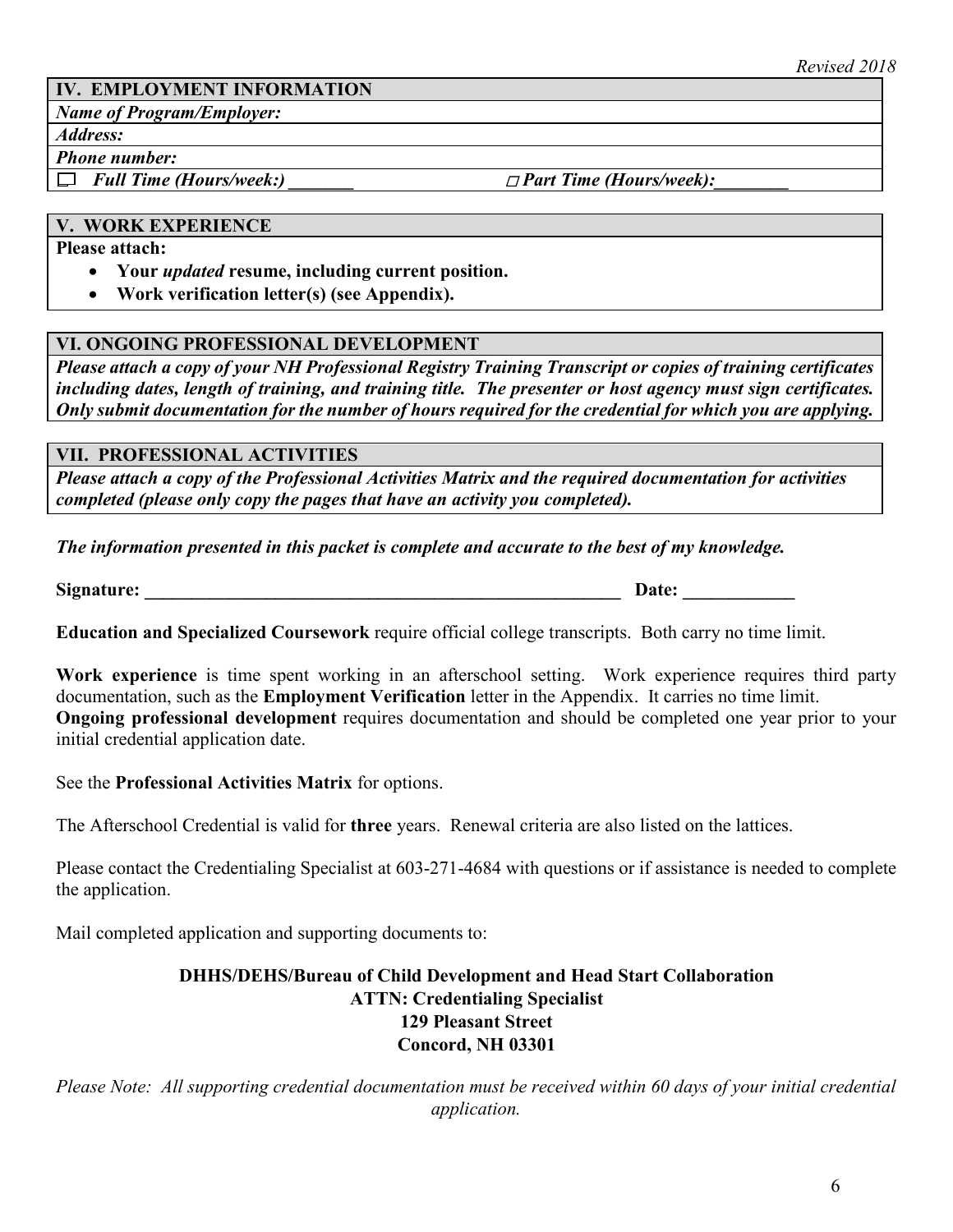*Revised 2018*

## IV. EMPLOYMENT INFORMATION

***Name of Program/Employer:***

***Address:***

***Phone number:***

☐ ***Full Time (Hours/week:) _______*** ☐ ***Part Time (Hours/week):________***

## V. WORK EXPERIENCE

**Please attach:**

- **Your *updated* resume, including current position.**
- **Work verification letter(s) (see Appendix).**

## VI. ONGOING PROFESSIONAL DEVELOPMENT

***Please attach a copy of your NH Professional Registry Training Transcript or copies of training certificates including dates, length of training, and training title. The presenter or host agency must sign certificates. Only submit documentation for the number of hours required for the credential for which you are applying.***

## VII. PROFESSIONAL ACTIVITIES

***Please attach a copy of the Professional Activities Matrix and the required documentation for activities completed (please only copy the pages that have an activity you completed).***

***The information presented in this packet is complete and accurate to the best of my knowledge.***

**Signature: _______________________________________________________ Date: ____________**

**Education and Specialized Coursework** require official college transcripts. Both carry no time limit.

**Work experience** is time spent working in an afterschool setting. Work experience requires third party documentation, such as the **Employment Verification** letter in the Appendix. It carries no time limit.
**Ongoing professional development** requires documentation and should be completed one year prior to your initial credential application date.

See the **Professional Activities Matrix** for options.

The Afterschool Credential is valid for **three** years. Renewal criteria are also listed on the lattices.

Please contact the Credentialing Specialist at 603-271-4684 with questions or if assistance is needed to complete the application.

Mail completed application and supporting documents to:

**DHHS/DEHS/Bureau of Child Development and Head Start Collaboration**
**ATTN: Credentialing Specialist**
**129 Pleasant Street**
**Concord, NH 03301**

*Please Note: All supporting credential documentation must be received within 60 days of your initial credential application.*